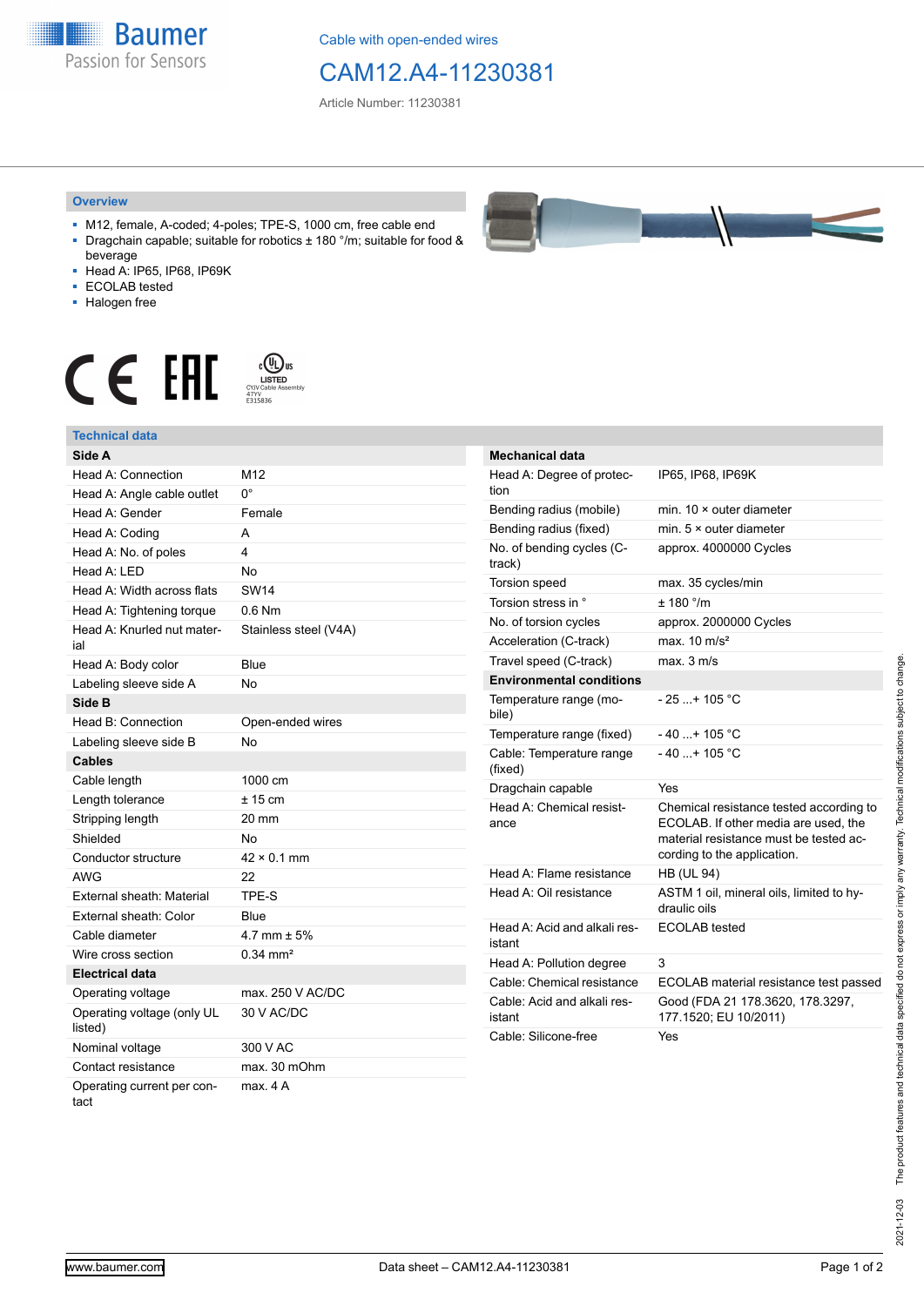Cable with open-ended wires

# CAM12.A4-11230381

Article Number: 11230381

## Overview

- M12, female, A-coded; 4-poles; TPE-S, 1000 cm, free cable end
- Dragchain capable; suitable for robotics ± 180 °/m; suitable for food & beverage
- Head A: IP65, IP68, IP69K
- ECOLAB tested
- Halogen free

## Technical data

| **Side A** | |
|---|---|
| Head A: Connection | M12 |
| Head A: Angle cable outlet | 0° |
| Head A: Gender | Female |
| Head A: Coding | A |
| Head A: No. of poles | 4 |
| Head A: LED | No |
| Head A: Width across flats | SW14 |
| Head A: Tightening torque | 0.6 Nm |
| Head A: Knurled nut material | Stainless steel (V4A) |
| Head A: Body color | Blue |
| Labeling sleeve side A | No |
| **Side B** | |
| Head B: Connection | Open-ended wires |
| Labeling sleeve side B | No |
| **Cables** | |
| Cable length | 1000 cm |
| Length tolerance | ± 15 cm |
| Stripping length | 20 mm |
| Shielded | No |
| Conductor structure | 42 × 0.1 mm |
| AWG | 22 |
| External sheath: Material | TPE-S |
| External sheath: Color | Blue |
| Cable diameter | 4.7 mm ± 5% |
| Wire cross section | 0.34 mm² |
| **Electrical data** | |
| Operating voltage | max. 250 V AC/DC |
| Operating voltage (only UL listed) | 30 V AC/DC |
| Nominal voltage | 300 V AC |
| Contact resistance | max. 30 mOhm |
| Operating current per contact | max. 4 A |

| **Mechanical data** | |
|---|---|
| Head A: Degree of protection | IP65, IP68, IP69K |
| Bending radius (mobile) | min. 10 × outer diameter |
| Bending radius (fixed) | min. 5 × outer diameter |
| No. of bending cycles (C-track) | approx. 4000000 Cycles |
| Torsion speed | max. 35 cycles/min |
| Torsion stress in ° | ± 180 °/m |
| No. of torsion cycles | approx. 2000000 Cycles |
| Acceleration (C-track) | max. 10 m/s² |
| Travel speed (C-track) | max. 3 m/s |
| **Environmental conditions** | |
| Temperature range (mobile) | - 25 ...+ 105 °C |
| Temperature range (fixed) | - 40 ...+ 105 °C |
| Cable: Temperature range (fixed) | - 40 ...+ 105 °C |
| Dragchain capable | Yes |
| Head A: Chemical resistance | Chemical resistance tested according to ECOLAB. If other media are used, the material resistance must be tested according to the application. |
| Head A: Flame resistance | HB (UL 94) |
| Head A: Oil resistance | ASTM 1 oil, mineral oils, limited to hydraulic oils |
| Head A: Acid and alkali resistant | ECOLAB tested |
| Head A: Pollution degree | 3 |
| Cable: Chemical resistance | ECOLAB material resistance test passed |
| Cable: Acid and alkali resistant | Good (FDA 21 178.3620, 178.3297, 177.1520; EU 10/2011) |
| Cable: Silicone-free | Yes |

2021-12-03 The product features and technical data specified do not express or imply any warranty. Technical modifications subject to change.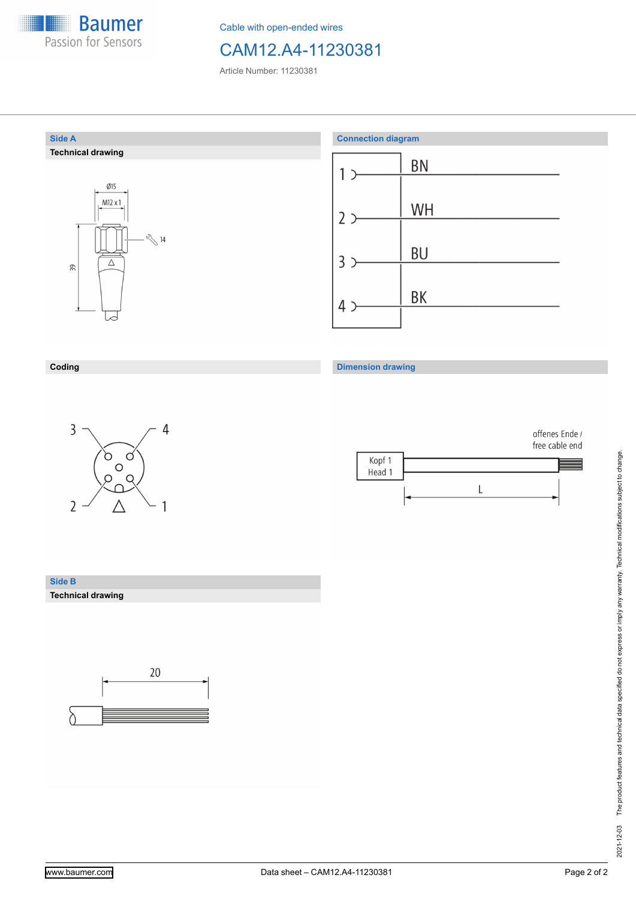Cable with open-ended wires

# CAM12.A4-11230381

Article Number: 11230381

## Side A

### Technical drawing

Ø15

M12 x 1

14

39

## Connection diagram

1 BN

2 WH

3 BU

4 BK

### Coding

3 4

2 1

## Dimension drawing

offenes Ende / free cable end

Kopf 1
Head 1

L

## Side B

### Technical drawing

20

2021-12-03 The product features and technical data specified do not express or imply any warranty. Technical modifications subject to change.

www.baumer.com

Data sheet – CAM12.A4-11230381